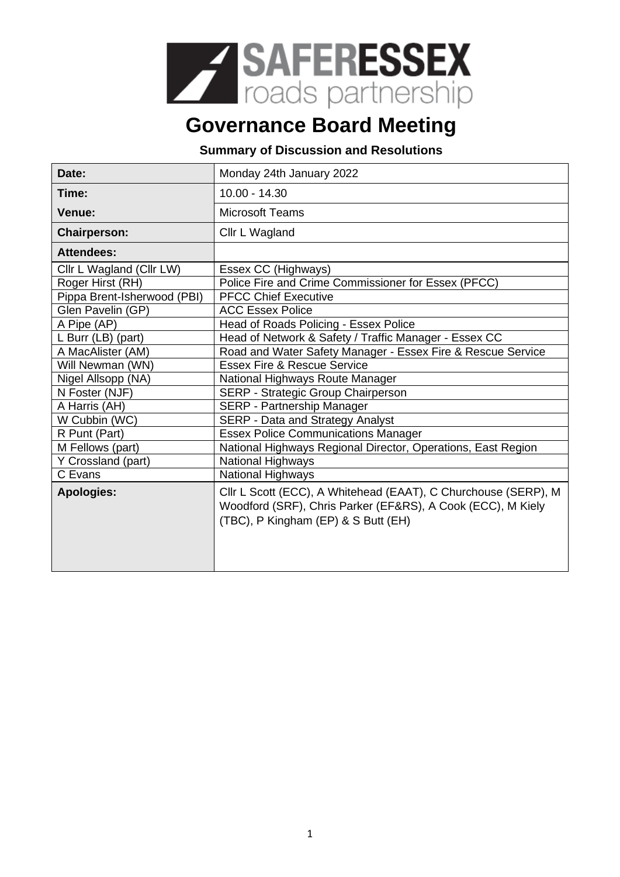SAFERESSEX roads partnership

# Governance Board Meeting

**Summary of Discussion and Resolutions**

| | |
|---|---|
| **Date:** | Monday 24th January 2022 |
| **Time:** | 10.00 - 14.30 |
| **Venue:** | Microsoft Teams |
| **Chairperson:** | Cllr L Wagland |
| **Attendees:** | |
| Cllr L Wagland (Cllr LW) | Essex CC (Highways) |
| Roger Hirst (RH) | Police Fire and Crime Commissioner for Essex (PFCC) |
| Pippa Brent-Isherwood (PBI) | PFCC Chief Executive |
| Glen Pavelin (GP) | ACC Essex Police |
| A Pipe (AP) | Head of Roads Policing - Essex Police |
| L Burr (LB) (part) | Head of Network & Safety / Traffic Manager - Essex CC |
| A MacAlister (AM) | Road and Water Safety Manager - Essex Fire & Rescue Service |
| Will Newman (WN) | Essex Fire & Rescue Service |
| Nigel Allsopp (NA) | National Highways Route Manager |
| N Foster (NJF) | SERP - Strategic Group Chairperson |
| A Harris (AH) | SERP - Partnership Manager |
| W Cubbin (WC) | SERP - Data and Strategy Analyst |
| R Punt (Part) | Essex Police Communications Manager |
| M Fellows (part) | National Highways Regional Director, Operations, East Region |
| Y Crossland (part) | National Highways |
| C Evans | National Highways |
| **Apologies:** | Cllr L Scott (ECC), A Whitehead (EAAT), C Churchouse (SERP), M Woodford (SRF), Chris Parker (EF&RS), A Cook (ECC), M Kiely (TBC), P Kingham (EP) & S Butt (EH) |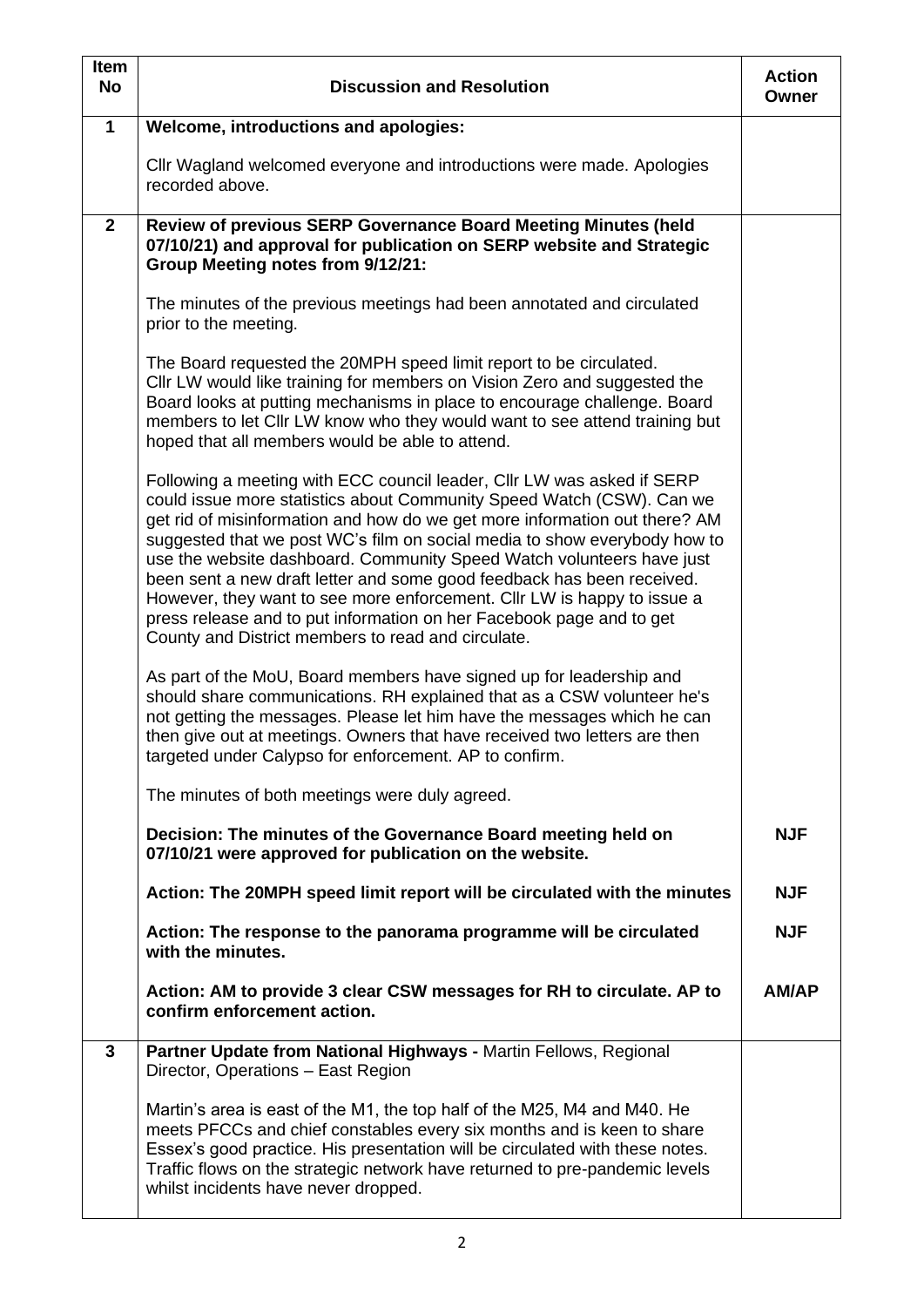| Item No | Discussion and Resolution | Action Owner |
|---|---|---|
| **1** | **Welcome, introductions and apologies:**<br><br>Cllr Wagland welcomed everyone and introductions were made. Apologies recorded above. | |
| **2** | **Review of previous SERP Governance Board Meeting Minutes (held 07/10/21) and approval for publication on SERP website and Strategic Group Meeting notes from 9/12/21:**<br><br>The minutes of the previous meetings had been annotated and circulated prior to the meeting.<br><br>The Board requested the 20MPH speed limit report to be circulated. Cllr LW would like training for members on Vision Zero and suggested the Board looks at putting mechanisms in place to encourage challenge. Board members to let Cllr LW know who they would want to see attend training but hoped that all members would be able to attend.<br><br>Following a meeting with ECC council leader, Cllr LW was asked if SERP could issue more statistics about Community Speed Watch (CSW). Can we get rid of misinformation and how do we get more information out there? AM suggested that we post WC's film on social media to show everybody how to use the website dashboard. Community Speed Watch volunteers have just been sent a new draft letter and some good feedback has been received. However, they want to see more enforcement. Cllr LW is happy to issue a press release and to put information on her Facebook page and to get County and District members to read and circulate.<br><br>As part of the MoU, Board members have signed up for leadership and should share communications. RH explained that as a CSW volunteer he's not getting the messages. Please let him have the messages which he can then give out at meetings. Owners that have received two letters are then targeted under Calypso for enforcement. AP to confirm.<br><br>The minutes of both meetings were duly agreed.<br><br>**Decision: The minutes of the Governance Board meeting held on 07/10/21 were approved for publication on the website.**<br><br>**Action: The 20MPH speed limit report will be circulated with the minutes**<br><br>**Action: The response to the panorama programme will be circulated with the minutes.**<br><br>**Action: AM to provide 3 clear CSW messages for RH to circulate. AP to confirm enforcement action.** | <br><br><br><br><br><br><br><br><br><br><br><br><br><br><br><br><br><br><br><br><br><br><br><br><br><br><br><br><br><br><br>**NJF**<br><br>**NJF**<br><br>**NJF**<br><br>**AM/AP** |
| **3** | **Partner Update from National Highways -** Martin Fellows, Regional Director, Operations – East Region<br><br>Martin's area is east of the M1, the top half of the M25, M4 and M40. He meets PFCCs and chief constables every six months and is keen to share Essex's good practice. His presentation will be circulated with these notes. Traffic flows on the strategic network have returned to pre-pandemic levels whilst incidents have never dropped. | |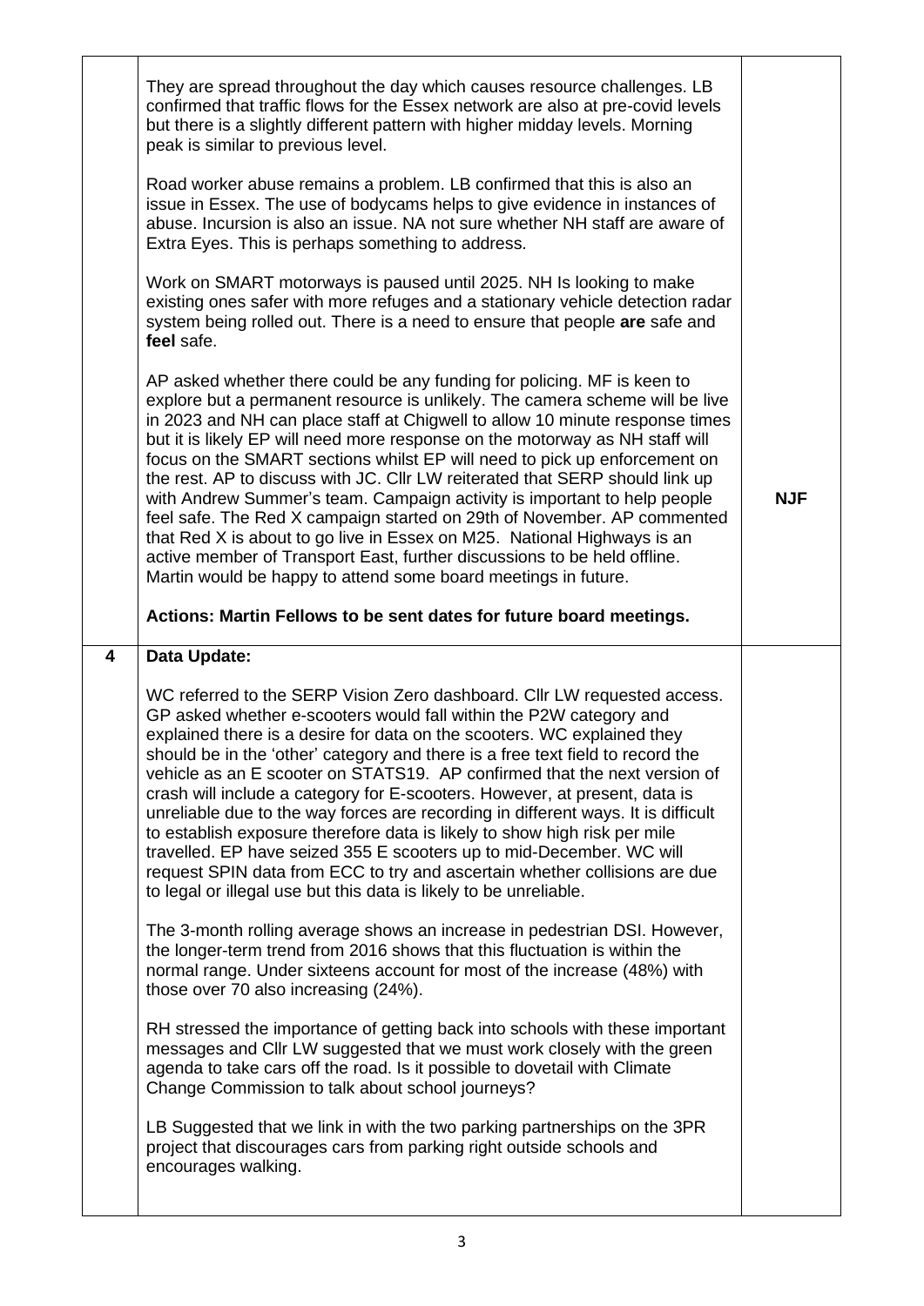| | | |
|---|---|---|
| | They are spread throughout the day which causes resource challenges. LB confirmed that traffic flows for the Essex network are also at pre-covid levels but there is a slightly different pattern with higher midday levels. Morning peak is similar to previous level.<br><br>Road worker abuse remains a problem. LB confirmed that this is also an issue in Essex. The use of bodycams helps to give evidence in instances of abuse. Incursion is also an issue. NA not sure whether NH staff are aware of Extra Eyes. This is perhaps something to address.<br><br>Work on SMART motorways is paused until 2025. NH Is looking to make existing ones safer with more refuges and a stationary vehicle detection radar system being rolled out. There is a need to ensure that people **are** safe and **feel** safe.<br><br>AP asked whether there could be any funding for policing. MF is keen to explore but a permanent resource is unlikely. The camera scheme will be live in 2023 and NH can place staff at Chigwell to allow 10 minute response times but it is likely EP will need more response on the motorway as NH staff will focus on the SMART sections whilst EP will need to pick up enforcement on the rest. AP to discuss with JC. Cllr LW reiterated that SERP should link up with Andrew Summer's team. Campaign activity is important to help people feel safe. The Red X campaign started on 29th of November. AP commented that Red X is about to go live in Essex on M25. National Highways is an active member of Transport East, further discussions to be held offline. Martin would be happy to attend some board meetings in future.<br><br>**Actions: Martin Fellows to be sent dates for future board meetings.** | **NJF** |
| **4** | **Data Update:**<br><br>WC referred to the SERP Vision Zero dashboard. Cllr LW requested access. GP asked whether e-scooters would fall within the P2W category and explained there is a desire for data on the scooters. WC explained they should be in the 'other' category and there is a free text field to record the vehicle as an E scooter on STATS19. AP confirmed that the next version of crash will include a category for E-scooters. However, at present, data is unreliable due to the way forces are recording in different ways. It is difficult to establish exposure therefore data is likely to show high risk per mile travelled. EP have seized 355 E scooters up to mid-December. WC will request SPIN data from ECC to try and ascertain whether collisions are due to legal or illegal use but this data is likely to be unreliable.<br><br>The 3-month rolling average shows an increase in pedestrian DSI. However, the longer-term trend from 2016 shows that this fluctuation is within the normal range. Under sixteens account for most of the increase (48%) with those over 70 also increasing (24%).<br><br>RH stressed the importance of getting back into schools with these important messages and Cllr LW suggested that we must work closely with the green agenda to take cars off the road. Is it possible to dovetail with Climate Change Commission to talk about school journeys?<br><br>LB Suggested that we link in with the two parking partnerships on the 3PR project that discourages cars from parking right outside schools and encourages walking. | |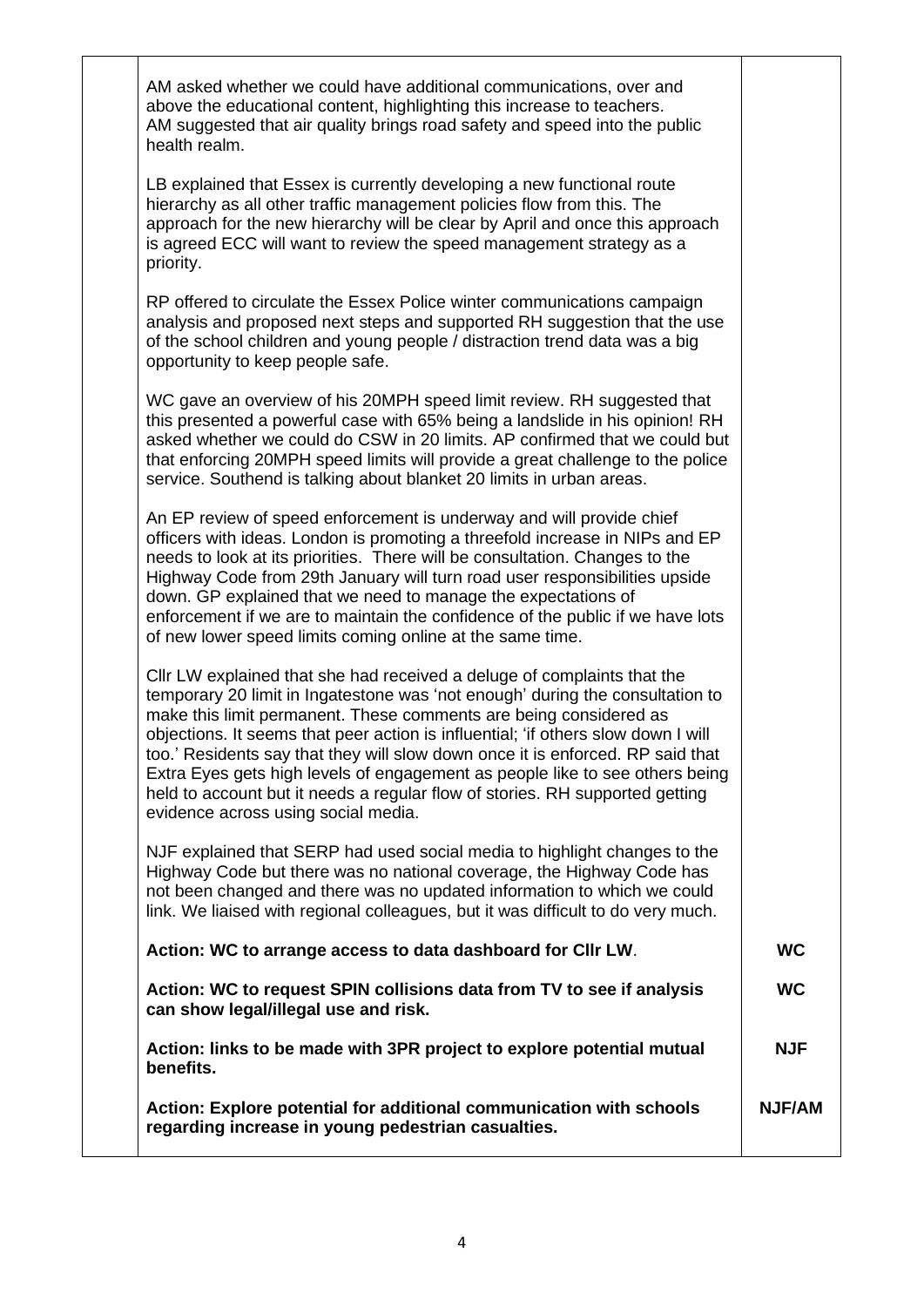AM asked whether we could have additional communications, over and above the educational content, highlighting this increase to teachers. AM suggested that air quality brings road safety and speed into the public health realm.

LB explained that Essex is currently developing a new functional route hierarchy as all other traffic management policies flow from this. The approach for the new hierarchy will be clear by April and once this approach is agreed ECC will want to review the speed management strategy as a priority.

RP offered to circulate the Essex Police winter communications campaign analysis and proposed next steps and supported RH suggestion that the use of the school children and young people / distraction trend data was a big opportunity to keep people safe.

WC gave an overview of his 20MPH speed limit review. RH suggested that this presented a powerful case with 65% being a landslide in his opinion! RH asked whether we could do CSW in 20 limits. AP confirmed that we could but that enforcing 20MPH speed limits will provide a great challenge to the police service. Southend is talking about blanket 20 limits in urban areas.

An EP review of speed enforcement is underway and will provide chief officers with ideas. London is promoting a threefold increase in NIPs and EP needs to look at its priorities. There will be consultation. Changes to the Highway Code from 29th January will turn road user responsibilities upside down. GP explained that we need to manage the expectations of enforcement if we are to maintain the confidence of the public if we have lots of new lower speed limits coming online at the same time.

Cllr LW explained that she had received a deluge of complaints that the temporary 20 limit in Ingatestone was 'not enough' during the consultation to make this limit permanent. These comments are being considered as objections. It seems that peer action is influential; 'if others slow down I will too.' Residents say that they will slow down once it is enforced. RP said that Extra Eyes gets high levels of engagement as people like to see others being held to account but it needs a regular flow of stories. RH supported getting evidence across using social media.

NJF explained that SERP had used social media to highlight changes to the Highway Code but there was no national coverage, the Highway Code has not been changed and there was no updated information to which we could link. We liaised with regional colleagues, but it was difficult to do very much.

| Action | Owner |
| --- | --- |
| **Action: WC to arrange access to data dashboard for Cllr LW**. | **WC** |
| **Action: WC to request SPIN collisions data from TV to see if analysis can show legal/illegal use and risk.** | **WC** |
| **Action: links to be made with 3PR project to explore potential mutual benefits.** | **NJF** |
| **Action: Explore potential for additional communication with schools regarding increase in young pedestrian casualties.** | **NJF/AM** |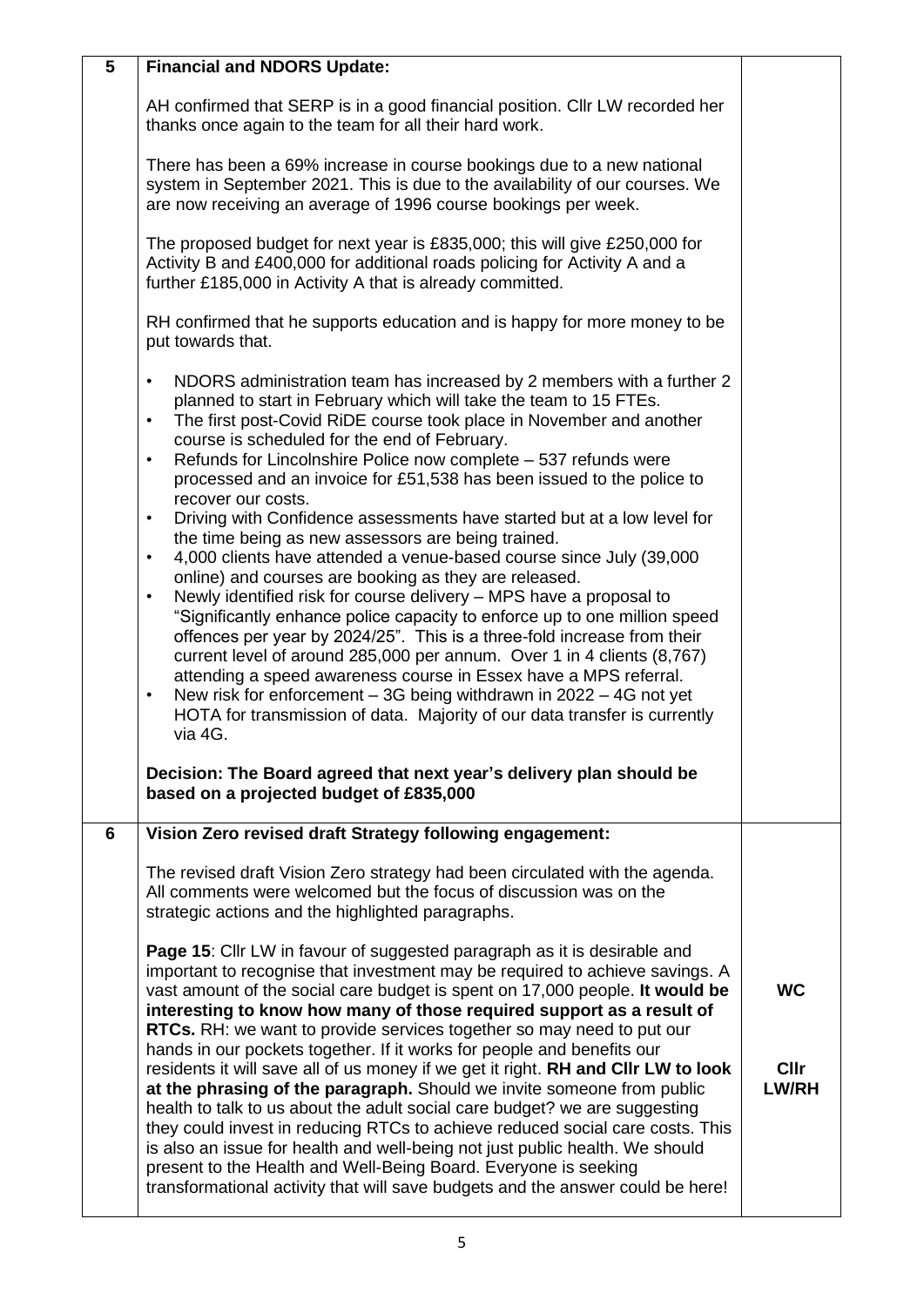| | | |
|---|---|---|
| **5** | **Financial and NDORS Update:**<br><br>AH confirmed that SERP is in a good financial position. Cllr LW recorded her thanks once again to the team for all their hard work.<br><br>There has been a 69% increase in course bookings due to a new national system in September 2021. This is due to the availability of our courses. We are now receiving an average of 1996 course bookings per week.<br><br>The proposed budget for next year is £835,000; this will give £250,000 for Activity B and £400,000 for additional roads policing for Activity A and a further £185,000 in Activity A that is already committed.<br><br>RH confirmed that he supports education and is happy for more money to be put towards that.<br><br>• NDORS administration team has increased by 2 members with a further 2 planned to start in February which will take the team to 15 FTEs.<br>• The first post-Covid RiDE course took place in November and another course is scheduled for the end of February.<br>• Refunds for Lincolnshire Police now complete – 537 refunds were processed and an invoice for £51,538 has been issued to the police to recover our costs.<br>• Driving with Confidence assessments have started but at a low level for the time being as new assessors are being trained.<br>• 4,000 clients have attended a venue-based course since July (39,000 online) and courses are booking as they are released.<br>• Newly identified risk for course delivery – MPS have a proposal to "Significantly enhance police capacity to enforce up to one million speed offences per year by 2024/25". This is a three-fold increase from their current level of around 285,000 per annum. Over 1 in 4 clients (8,767) attending a speed awareness course in Essex have a MPS referral.<br>• New risk for enforcement – 3G being withdrawn in 2022 – 4G not yet HOTA for transmission of data. Majority of our data transfer is currently via 4G.<br><br>**Decision: The Board agreed that next year's delivery plan should be based on a projected budget of £835,000** | |
| **6** | **Vision Zero revised draft Strategy following engagement:**<br><br>The revised draft Vision Zero strategy had been circulated with the agenda. All comments were welcomed but the focus of discussion was on the strategic actions and the highlighted paragraphs.<br><br>**Page 15**: Cllr LW in favour of suggested paragraph as it is desirable and important to recognise that investment may be required to achieve savings. A vast amount of the social care budget is spent on 17,000 people. **It would be interesting to know how many of those required support as a result of RTCs.** RH: we want to provide services together so may need to put our hands in our pockets together. If it works for people and benefits our residents it will save all of us money if we get it right. **RH and Cllr LW to look at the phrasing of the paragraph.** Should we invite someone from public health to talk to us about the adult social care budget? we are suggesting they could invest in reducing RTCs to achieve reduced social care costs. This is also an issue for health and well-being not just public health. We should present to the Health and Well-Being Board. Everyone is seeking transformational activity that will save budgets and the answer could be here! | **WC**<br><br>**Cllr LW/RH** |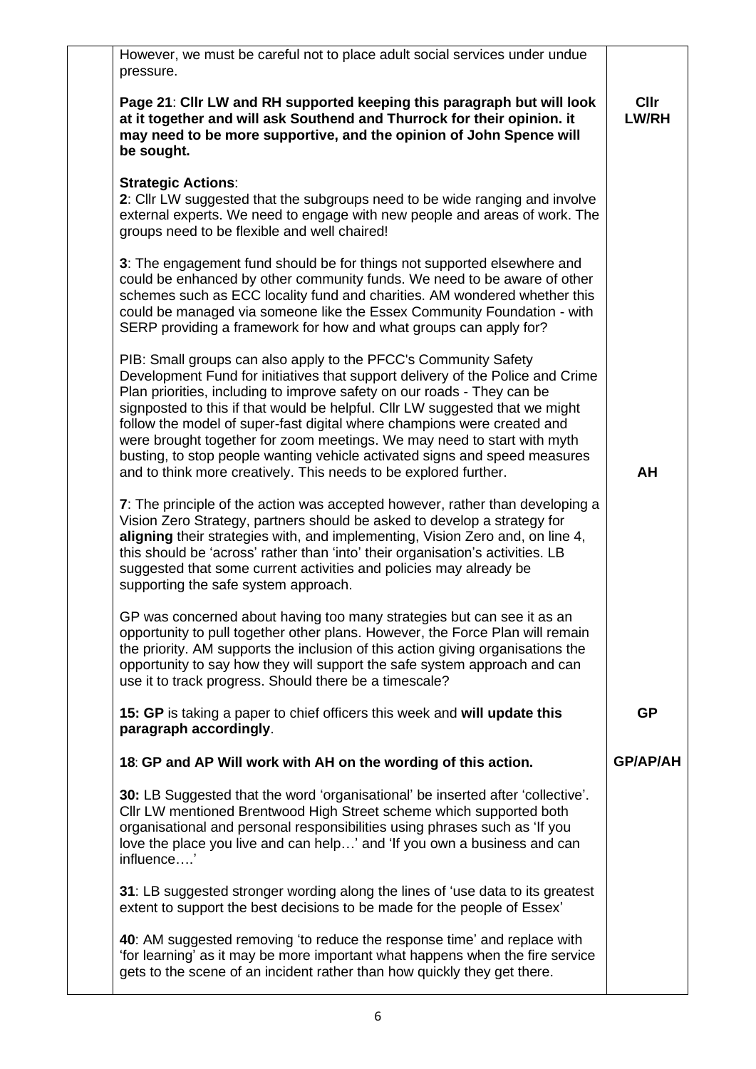| | | |
|---|---|---|
| | However, we must be careful not to place adult social services under undue pressure.<br><br>**Page 21**: **Cllr LW and RH supported keeping this paragraph but will look at it together and will ask Southend and Thurrock for their opinion. it may need to be more supportive, and the opinion of John Spence will be sought.** | **Cllr LW/RH** |
| | **Strategic Actions**:<br>**2**: Cllr LW suggested that the subgroups need to be wide ranging and involve external experts. We need to engage with new people and areas of work. The groups need to be flexible and well chaired!<br><br>**3**: The engagement fund should be for things not supported elsewhere and could be enhanced by other community funds. We need to be aware of other schemes such as ECC locality fund and charities. AM wondered whether this could be managed via someone like the Essex Community Foundation - with SERP providing a framework for how and what groups can apply for?<br><br>PIB: Small groups can also apply to the PFCC's Community Safety Development Fund for initiatives that support delivery of the Police and Crime Plan priorities, including to improve safety on our roads - They can be signposted to this if that would be helpful. Cllr LW suggested that we might follow the model of super-fast digital where champions were created and were brought together for zoom meetings. We may need to start with myth busting, to stop people wanting vehicle activated signs and speed measures and to think more creatively. This needs to be explored further. | **AH** |
| | **7**: The principle of the action was accepted however, rather than developing a Vision Zero Strategy, partners should be asked to develop a strategy for **aligning** their strategies with, and implementing, Vision Zero and, on line 4, this should be 'across' rather than 'into' their organisation's activities. LB suggested that some current activities and policies may already be supporting the safe system approach.<br><br>GP was concerned about having too many strategies but can see it as an opportunity to pull together other plans. However, the Force Plan will remain the priority. AM supports the inclusion of this action giving organisations the opportunity to say how they will support the safe system approach and can use it to track progress. Should there be a timescale? | |
| | **15: GP** is taking a paper to chief officers this week and **will update this paragraph accordingly**. | **GP** |
| | **18**: **GP and AP Will work with AH on the wording of this action.** | **GP/AP/AH** |
| | **30:** LB Suggested that the word 'organisational' be inserted after 'collective'. Cllr LW mentioned Brentwood High Street scheme which supported both organisational and personal responsibilities using phrases such as 'If you love the place you live and can help…' and 'If you own a business and can influence….'<br><br>**31**: LB suggested stronger wording along the lines of 'use data to its greatest extent to support the best decisions to be made for the people of Essex'<br><br>**40**: AM suggested removing 'to reduce the response time' and replace with 'for learning' as it may be more important what happens when the fire service gets to the scene of an incident rather than how quickly they get there. | |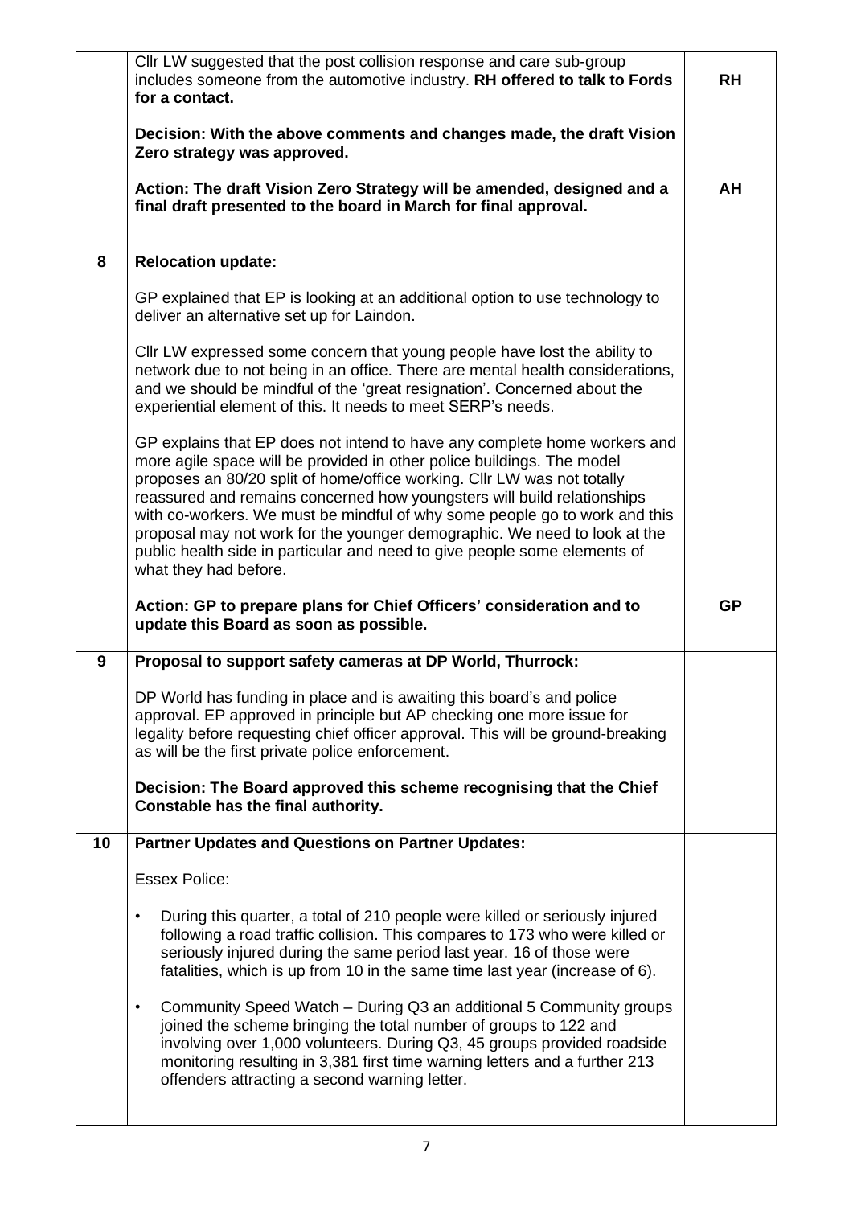| | | |
|---|---|---|
| | Cllr LW suggested that the post collision response and care sub-group includes someone from the automotive industry. **RH offered to talk to Fords for a contact.**<br><br>**Decision: With the above comments and changes made, the draft Vision Zero strategy was approved.**<br><br>**Action: The draft Vision Zero Strategy will be amended, designed and a final draft presented to the board in March for final approval.** | **RH**<br><br><br><br><br>**AH** |
| **8** | **Relocation update:**<br><br>GP explained that EP is looking at an additional option to use technology to deliver an alternative set up for Laindon.<br><br>Cllr LW expressed some concern that young people have lost the ability to network due to not being in an office. There are mental health considerations, and we should be mindful of the 'great resignation'. Concerned about the experiential element of this. It needs to meet SERP's needs.<br><br>GP explains that EP does not intend to have any complete home workers and more agile space will be provided in other police buildings. The model proposes an 80/20 split of home/office working. Cllr LW was not totally reassured and remains concerned how youngsters will build relationships with co-workers. We must be mindful of why some people go to work and this proposal may not work for the younger demographic. We need to look at the public health side in particular and need to give people some elements of what they had before.<br><br>**Action: GP to prepare plans for Chief Officers' consideration and to update this Board as soon as possible.** | **GP** |
| **9** | **Proposal to support safety cameras at DP World, Thurrock:**<br><br>DP World has funding in place and is awaiting this board's and police approval. EP approved in principle but AP checking one more issue for legality before requesting chief officer approval. This will be ground-breaking as will be the first private police enforcement.<br><br>**Decision: The Board approved this scheme recognising that the Chief Constable has the final authority.** | |
| **10** | **Partner Updates and Questions on Partner Updates:**<br><br>Essex Police:<br><br>• During this quarter, a total of 210 people were killed or seriously injured following a road traffic collision. This compares to 173 who were killed or seriously injured during the same period last year. 16 of those were fatalities, which is up from 10 in the same time last year (increase of 6).<br><br>• Community Speed Watch – During Q3 an additional 5 Community groups joined the scheme bringing the total number of groups to 122 and involving over 1,000 volunteers. During Q3, 45 groups provided roadside monitoring resulting in 3,381 first time warning letters and a further 213 offenders attracting a second warning letter. | |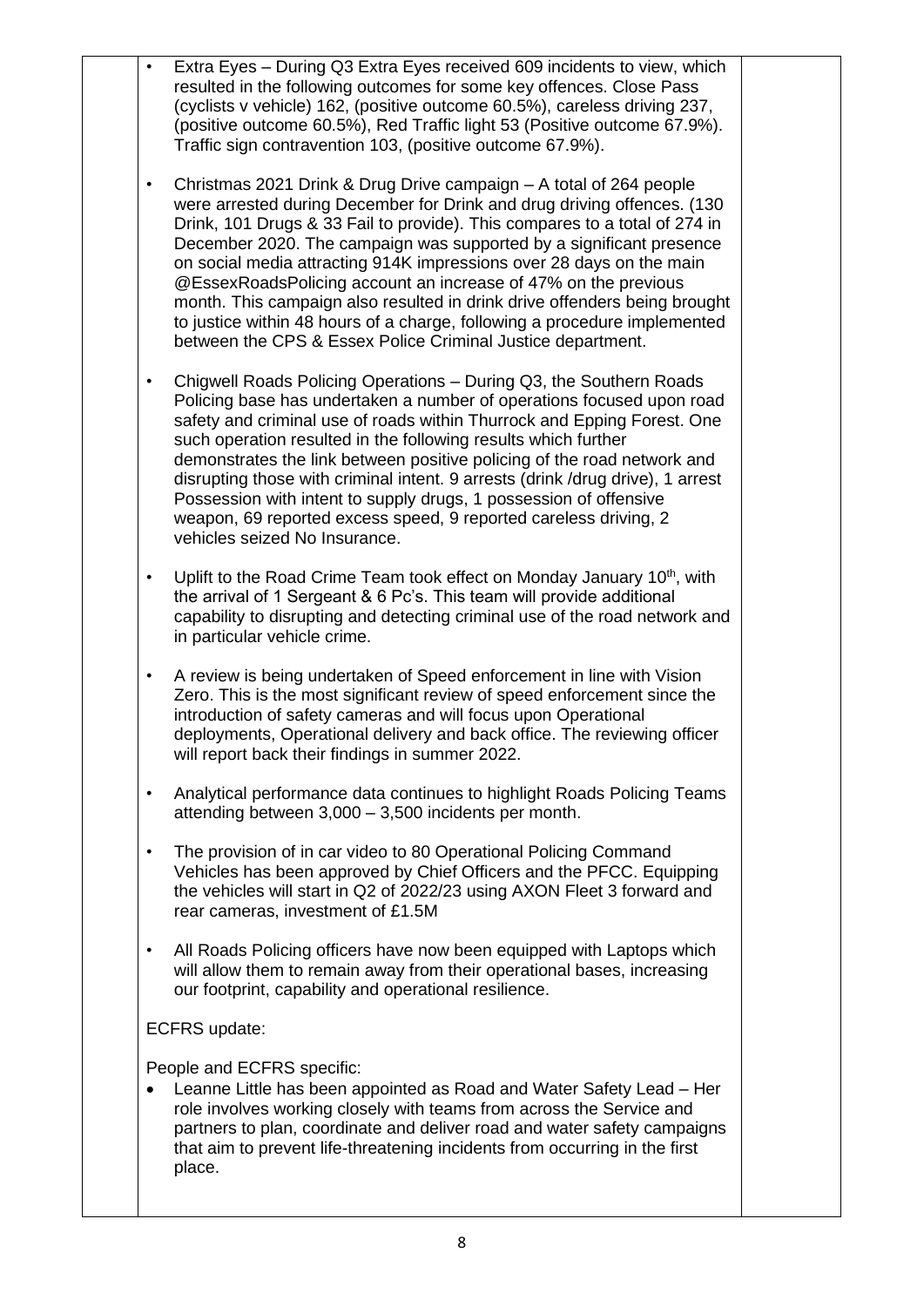- Extra Eyes – During Q3 Extra Eyes received 609 incidents to view, which resulted in the following outcomes for some key offences. Close Pass (cyclists v vehicle) 162, (positive outcome 60.5%), careless driving 237, (positive outcome 60.5%), Red Traffic light 53 (Positive outcome 67.9%). Traffic sign contravention 103, (positive outcome 67.9%).

- Christmas 2021 Drink & Drug Drive campaign – A total of 264 people were arrested during December for Drink and drug driving offences. (130 Drink, 101 Drugs & 33 Fail to provide). This compares to a total of 274 in December 2020. The campaign was supported by a significant presence on social media attracting 914K impressions over 28 days on the main @EssexRoadsPolicing account an increase of 47% on the previous month. This campaign also resulted in drink drive offenders being brought to justice within 48 hours of a charge, following a procedure implemented between the CPS & Essex Police Criminal Justice department.

- Chigwell Roads Policing Operations – During Q3, the Southern Roads Policing base has undertaken a number of operations focused upon road safety and criminal use of roads within Thurrock and Epping Forest. One such operation resulted in the following results which further demonstrates the link between positive policing of the road network and disrupting those with criminal intent. 9 arrests (drink /drug drive), 1 arrest Possession with intent to supply drugs, 1 possession of offensive weapon, 69 reported excess speed, 9 reported careless driving, 2 vehicles seized No Insurance.

- Uplift to the Road Crime Team took effect on Monday January 10th, with the arrival of 1 Sergeant & 6 Pc's. This team will provide additional capability to disrupting and detecting criminal use of the road network and in particular vehicle crime.

- A review is being undertaken of Speed enforcement in line with Vision Zero. This is the most significant review of speed enforcement since the introduction of safety cameras and will focus upon Operational deployments, Operational delivery and back office. The reviewing officer will report back their findings in summer 2022.

- Analytical performance data continues to highlight Roads Policing Teams attending between 3,000 – 3,500 incidents per month.

- The provision of in car video to 80 Operational Policing Command Vehicles has been approved by Chief Officers and the PFCC. Equipping the vehicles will start in Q2 of 2022/23 using AXON Fleet 3 forward and rear cameras, investment of £1.5M

- All Roads Policing officers have now been equipped with Laptops which will allow them to remain away from their operational bases, increasing our footprint, capability and operational resilience.

ECFRS update:

People and ECFRS specific:

- Leanne Little has been appointed as Road and Water Safety Lead – Her role involves working closely with teams from across the Service and partners to plan, coordinate and deliver road and water safety campaigns that aim to prevent life-threatening incidents from occurring in the first place.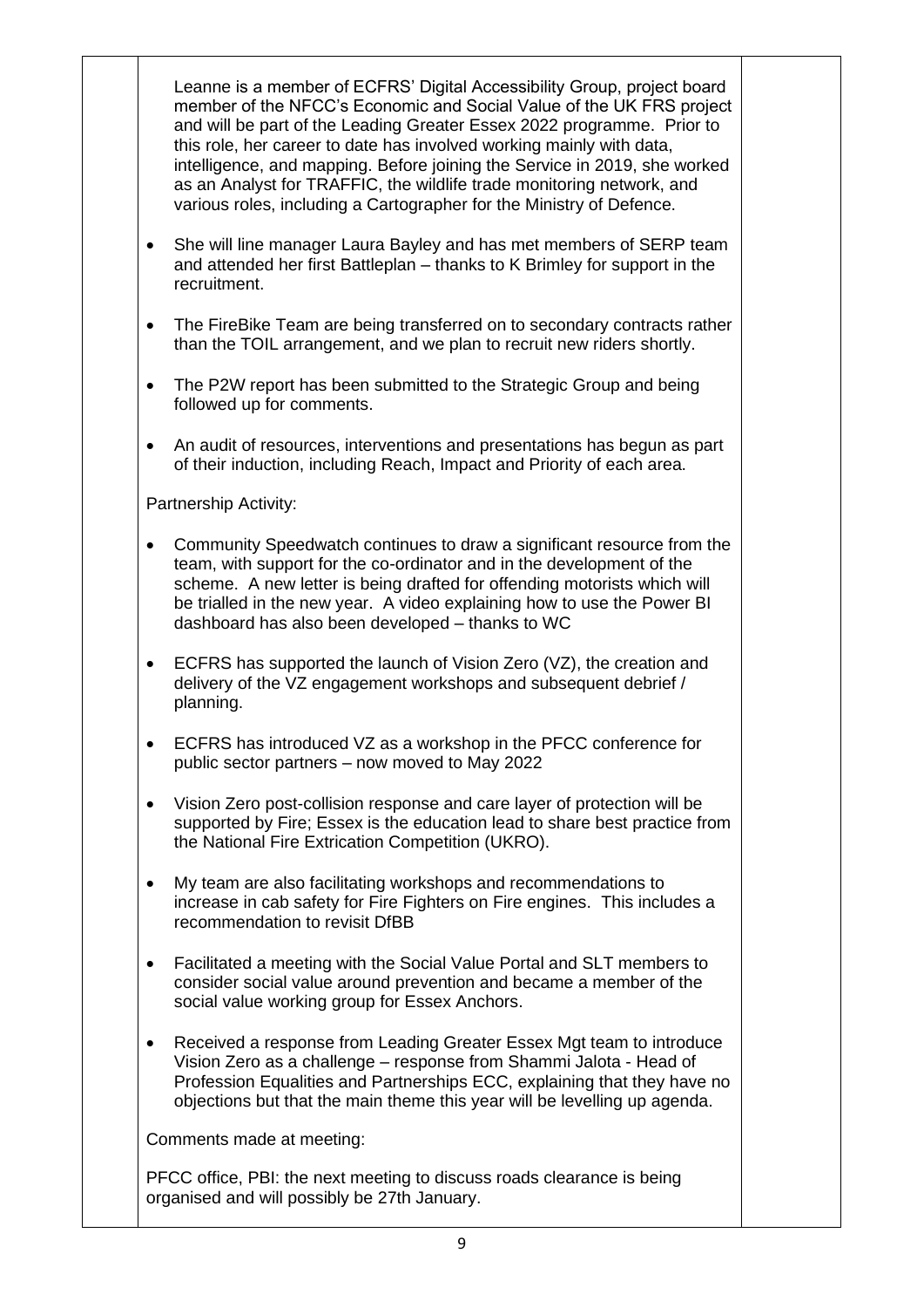Leanne is a member of ECFRS' Digital Accessibility Group, project board member of the NFCC's Economic and Social Value of the UK FRS project and will be part of the Leading Greater Essex 2022 programme. Prior to this role, her career to date has involved working mainly with data, intelligence, and mapping. Before joining the Service in 2019, she worked as an Analyst for TRAFFIC, the wildlife trade monitoring network, and various roles, including a Cartographer for the Ministry of Defence.

- She will line manager Laura Bayley and has met members of SERP team and attended her first Battleplan – thanks to K Brimley for support in the recruitment.
- The FireBike Team are being transferred on to secondary contracts rather than the TOIL arrangement, and we plan to recruit new riders shortly.
- The P2W report has been submitted to the Strategic Group and being followed up for comments.
- An audit of resources, interventions and presentations has begun as part of their induction, including Reach, Impact and Priority of each area.

Partnership Activity:

- Community Speedwatch continues to draw a significant resource from the team, with support for the co-ordinator and in the development of the scheme. A new letter is being drafted for offending motorists which will be trialled in the new year. A video explaining how to use the Power BI dashboard has also been developed – thanks to WC
- ECFRS has supported the launch of Vision Zero (VZ), the creation and delivery of the VZ engagement workshops and subsequent debrief / planning.
- ECFRS has introduced VZ as a workshop in the PFCC conference for public sector partners – now moved to May 2022
- Vision Zero post-collision response and care layer of protection will be supported by Fire; Essex is the education lead to share best practice from the National Fire Extrication Competition (UKRO).
- My team are also facilitating workshops and recommendations to increase in cab safety for Fire Fighters on Fire engines. This includes a recommendation to revisit DfBB
- Facilitated a meeting with the Social Value Portal and SLT members to consider social value around prevention and became a member of the social value working group for Essex Anchors.
- Received a response from Leading Greater Essex Mgt team to introduce Vision Zero as a challenge – response from Shammi Jalota - Head of Profession Equalities and Partnerships ECC, explaining that they have no objections but that the main theme this year will be levelling up agenda.

Comments made at meeting:

PFCC office, PBI: the next meeting to discuss roads clearance is being organised and will possibly be 27th January.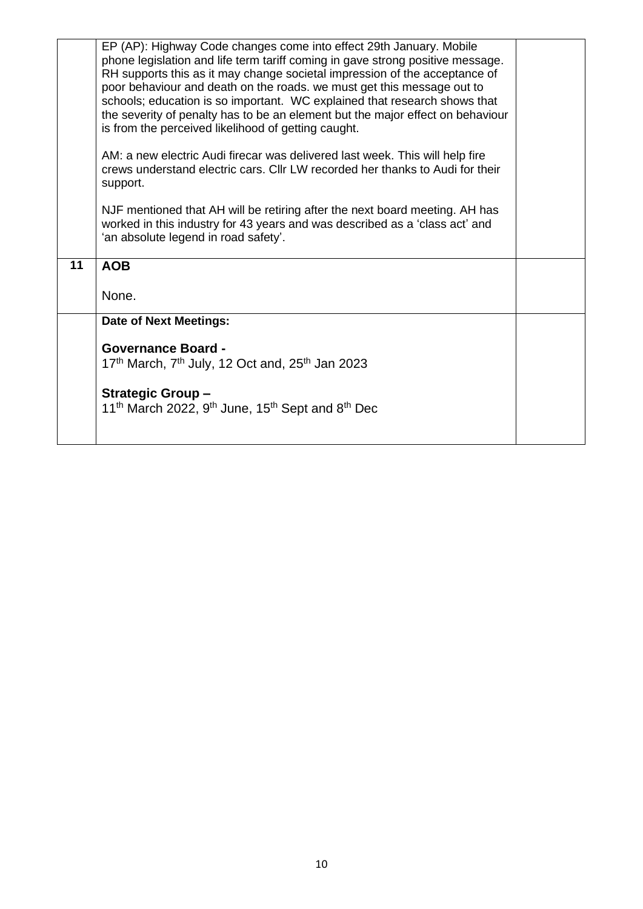| | | |
|---|---|---|
| | EP (AP): Highway Code changes come into effect 29th January. Mobile phone legislation and life term tariff coming in gave strong positive message. RH supports this as it may change societal impression of the acceptance of poor behaviour and death on the roads. we must get this message out to schools; education is so important. WC explained that research shows that the severity of penalty has to be an element but the major effect on behaviour is from the perceived likelihood of getting caught.<br><br>AM: a new electric Audi firecar was delivered last week. This will help fire crews understand electric cars. Cllr LW recorded her thanks to Audi for their support.<br><br>NJF mentioned that AH will be retiring after the next board meeting. AH has worked in this industry for 43 years and was described as a 'class act' and 'an absolute legend in road safety'. | |
| **11** | **AOB**<br><br>None. | |
| | **Date of Next Meetings:**<br><br>**Governance Board -**<br>17th March, 7th July, 12 Oct and, 25th Jan 2023<br><br>**Strategic Group –**<br>11th March 2022, 9th June, 15th Sept and 8th Dec | |